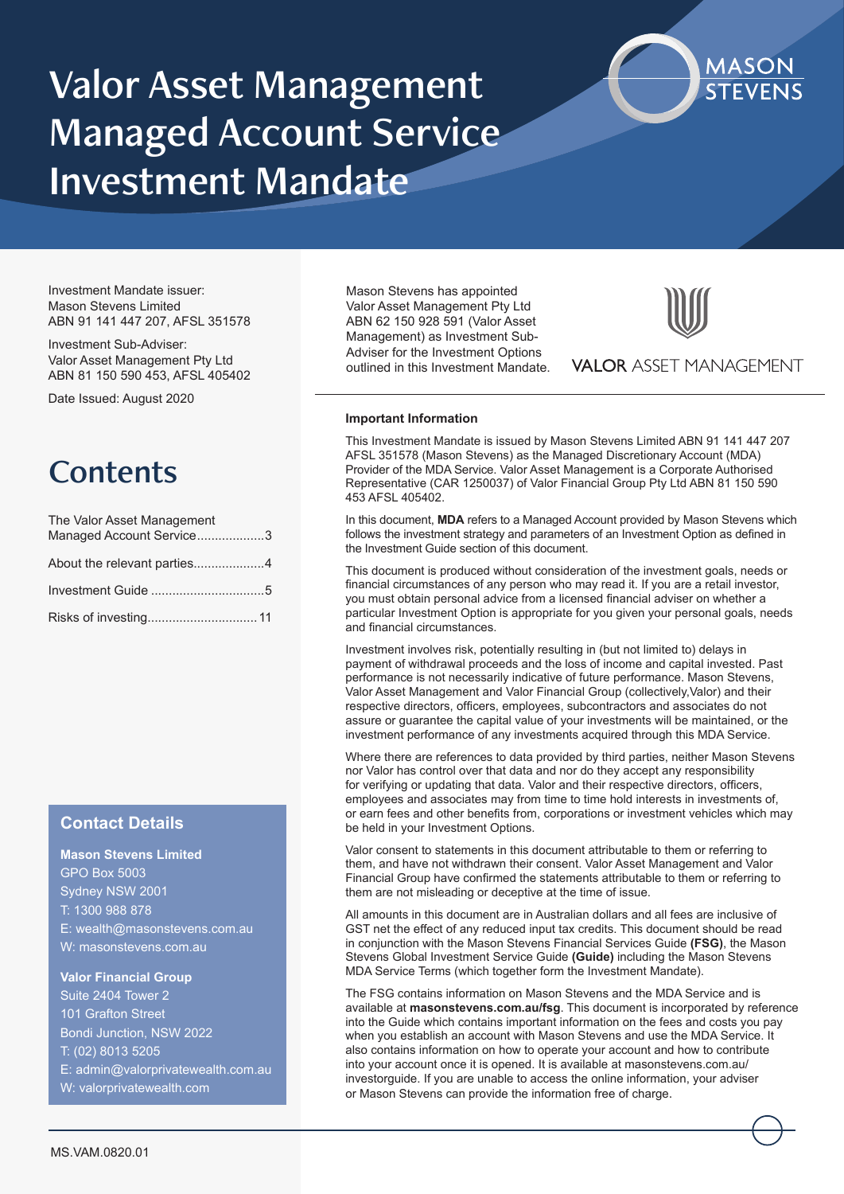# Valor Asset Management Managed Account Service Investment Mandate

MASON STEVENS

Investment Mandate issuer:
Mason Stevens Limited
ABN 91 141 447 207, AFSL 351578

Investment Sub-Adviser:
Valor Asset Management Pty Ltd
ABN 81 150 590 453, AFSL 405402

Date Issued: August 2020

Mason Stevens has appointed Valor Asset Management Pty Ltd ABN 62 150 928 591 (Valor Asset Management) as Investment Sub-Adviser for the Investment Options outlined in this Investment Mandate.

VALOR ASSET MANAGEMENT

## Contents

The Valor Asset Management Managed Account Service....................3

About the relevant parties....................4

Investment Guide ................................5

Risks of investing...............................11

### Contact Details

**Mason Stevens Limited**
GPO Box 5003
Sydney NSW 2001
T: 1300 988 878
E: wealth@masonstevens.com.au
W: masonstevens.com.au

**Valor Financial Group**
Suite 2404 Tower 2
101 Grafton Street
Bondi Junction, NSW 2022
T: (02) 8013 5205
E: admin@valorprivatewealth.com.au
W: valorprivatewealth.com

**Important Information**

This Investment Mandate is issued by Mason Stevens Limited ABN 91 141 447 207 AFSL 351578 (Mason Stevens) as the Managed Discretionary Account (MDA) Provider of the MDA Service. Valor Asset Management is a Corporate Authorised Representative (CAR 1250037) of Valor Financial Group Pty Ltd ABN 81 150 590 453 AFSL 405402.

In this document, **MDA** refers to a Managed Account provided by Mason Stevens which follows the investment strategy and parameters of an Investment Option as defined in the Investment Guide section of this document.

This document is produced without consideration of the investment goals, needs or financial circumstances of any person who may read it. If you are a retail investor, you must obtain personal advice from a licensed financial adviser on whether a particular Investment Option is appropriate for you given your personal goals, needs and financial circumstances.

Investment involves risk, potentially resulting in (but not limited to) delays in payment of withdrawal proceeds and the loss of income and capital invested. Past performance is not necessarily indicative of future performance. Mason Stevens, Valor Asset Management and Valor Financial Group (collectively,Valor) and their respective directors, officers, employees, subcontractors and associates do not assure or guarantee the capital value of your investments will be maintained, or the investment performance of any investments acquired through this MDA Service.

Where there are references to data provided by third parties, neither Mason Stevens nor Valor has control over that data and nor do they accept any responsibility for verifying or updating that data. Valor and their respective directors, officers, employees and associates may from time to time hold interests in investments of, or earn fees and other benefits from, corporations or investment vehicles which may be held in your Investment Options.

Valor consent to statements in this document attributable to them or referring to them, and have not withdrawn their consent. Valor Asset Management and Valor Financial Group have confirmed the statements attributable to them or referring to them are not misleading or deceptive at the time of issue.

All amounts in this document are in Australian dollars and all fees are inclusive of GST net the effect of any reduced input tax credits. This document should be read in conjunction with the Mason Stevens Financial Services Guide **(FSG)**, the Mason Stevens Global Investment Service Guide **(Guide)** including the Mason Stevens MDA Service Terms (which together form the Investment Mandate).

The FSG contains information on Mason Stevens and the MDA Service and is available at **masonstevens.com.au/fsg**. This document is incorporated by reference into the Guide which contains important information on the fees and costs you pay when you establish an account with Mason Stevens and use the MDA Service. It also contains information on how to operate your account and how to contribute into your account once it is opened. It is available at masonstevens.com.au/investorguide. If you are unable to access the online information, your adviser or Mason Stevens can provide the information free of charge.

MS.VAM.0820.01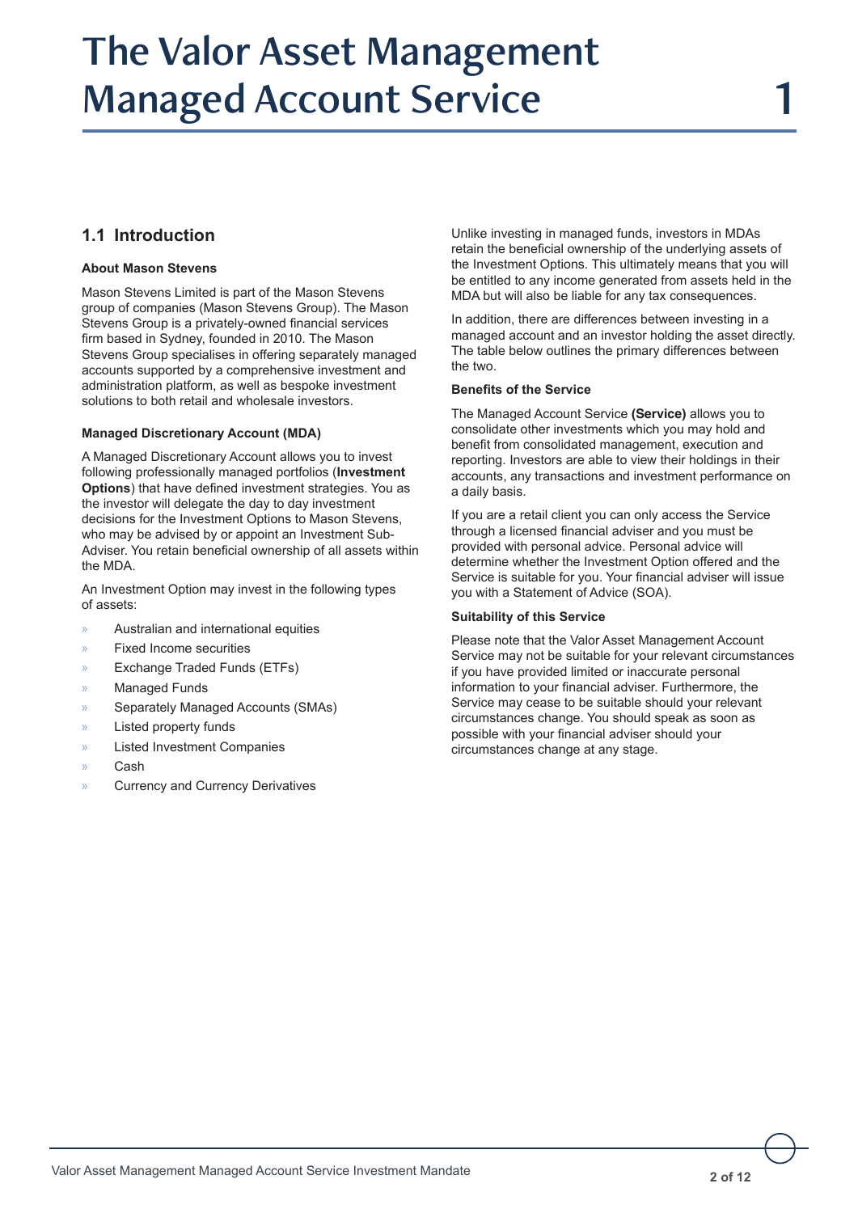# The Valor Asset Management Managed Account Service 1

## 1.1 Introduction

### About Mason Stevens

Mason Stevens Limited is part of the Mason Stevens group of companies (Mason Stevens Group). The Mason Stevens Group is a privately-owned financial services firm based in Sydney, founded in 2010. The Mason Stevens Group specialises in offering separately managed accounts supported by a comprehensive investment and administration platform, as well as bespoke investment solutions to both retail and wholesale investors.

### Managed Discretionary Account (MDA)

A Managed Discretionary Account allows you to invest following professionally managed portfolios (**Investment Options**) that have defined investment strategies. You as the investor will delegate the day to day investment decisions for the Investment Options to Mason Stevens, who may be advised by or appoint an Investment Sub-Adviser. You retain beneficial ownership of all assets within the MDA.

An Investment Option may invest in the following types of assets:

- Australian and international equities
- Fixed Income securities
- Exchange Traded Funds (ETFs)
- Managed Funds
- Separately Managed Accounts (SMAs)
- Listed property funds
- Listed Investment Companies
- Cash
- Currency and Currency Derivatives

Unlike investing in managed funds, investors in MDAs retain the beneficial ownership of the underlying assets of the Investment Options. This ultimately means that you will be entitled to any income generated from assets held in the MDA but will also be liable for any tax consequences.

In addition, there are differences between investing in a managed account and an investor holding the asset directly. The table below outlines the primary differences between the two.

### Benefits of the Service

The Managed Account Service **(Service)** allows you to consolidate other investments which you may hold and benefit from consolidated management, execution and reporting. Investors are able to view their holdings in their accounts, any transactions and investment performance on a daily basis.

If you are a retail client you can only access the Service through a licensed financial adviser and you must be provided with personal advice. Personal advice will determine whether the Investment Option offered and the Service is suitable for you. Your financial adviser will issue you with a Statement of Advice (SOA).

### Suitability of this Service

Please note that the Valor Asset Management Account Service may not be suitable for your relevant circumstances if you have provided limited or inaccurate personal information to your financial adviser. Furthermore, the Service may cease to be suitable should your relevant circumstances change. You should speak as soon as possible with your financial adviser should your circumstances change at any stage.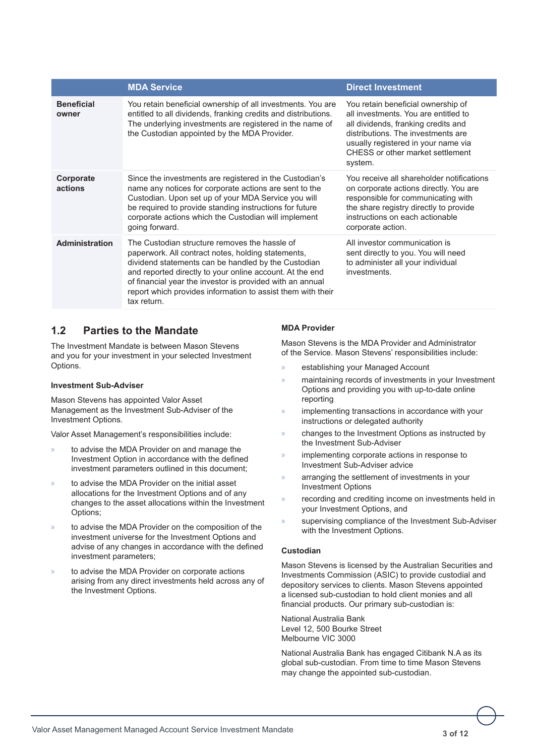| | MDA Service | Direct Investment |
|---|---|---|
| **Beneficial owner** | You retain beneficial ownership of all investments. You are entitled to all dividends, franking credits and distributions. The underlying investments are registered in the name of the Custodian appointed by the MDA Provider. | You retain beneficial ownership of all investments. You are entitled to all dividends, franking credits and distributions. The investments are usually registered in your name via CHESS or other market settlement system. |
| **Corporate actions** | Since the investments are registered in the Custodian's name any notices for corporate actions are sent to the Custodian. Upon set up of your MDA Service you will be required to provide standing instructions for future corporate actions which the Custodian will implement going forward. | You receive all shareholder notifications on corporate actions directly. You are responsible for communicating with the share registry directly to provide instructions on each actionable corporate action. |
| **Administration** | The Custodian structure removes the hassle of paperwork. All contract notes, holding statements, dividend statements can be handled by the Custodian and reported directly to your online account. At the end of financial year the investor is provided with an annual report which provides information to assist them with their tax return. | All investor communication is sent directly to you. You will need to administer all your individual investments. |

## 1.2 Parties to the Mandate

The Investment Mandate is between Mason Stevens and you for your investment in your selected Investment Options.

### Investment Sub-Adviser

Mason Stevens has appointed Valor Asset Management as the Investment Sub-Adviser of the Investment Options.

Valor Asset Management's responsibilities include:

- to advise the MDA Provider on and manage the Investment Option in accordance with the defined investment parameters outlined in this document;
- to advise the MDA Provider on the initial asset allocations for the Investment Options and of any changes to the asset allocations within the Investment Options;
- to advise the MDA Provider on the composition of the investment universe for the Investment Options and advise of any changes in accordance with the defined investment parameters;
- to advise the MDA Provider on corporate actions arising from any direct investments held across any of the Investment Options.

### MDA Provider

Mason Stevens is the MDA Provider and Administrator of the Service. Mason Stevens' responsibilities include:

- establishing your Managed Account
- maintaining records of investments in your Investment Options and providing you with up-to-date online reporting
- implementing transactions in accordance with your instructions or delegated authority
- changes to the Investment Options as instructed by the Investment Sub-Adviser
- implementing corporate actions in response to Investment Sub-Adviser advice
- arranging the settlement of investments in your Investment Options
- recording and crediting income on investments held in your Investment Options, and
- supervising compliance of the Investment Sub-Adviser with the Investment Options.

### Custodian

Mason Stevens is licensed by the Australian Securities and Investments Commission (ASIC) to provide custodial and depository services to clients. Mason Stevens appointed a licensed sub-custodian to hold client monies and all financial products. Our primary sub-custodian is:

National Australia Bank
Level 12, 500 Bourke Street
Melbourne VIC 3000

National Australia Bank has engaged Citibank N.A as its global sub-custodian. From time to time Mason Stevens may change the appointed sub-custodian.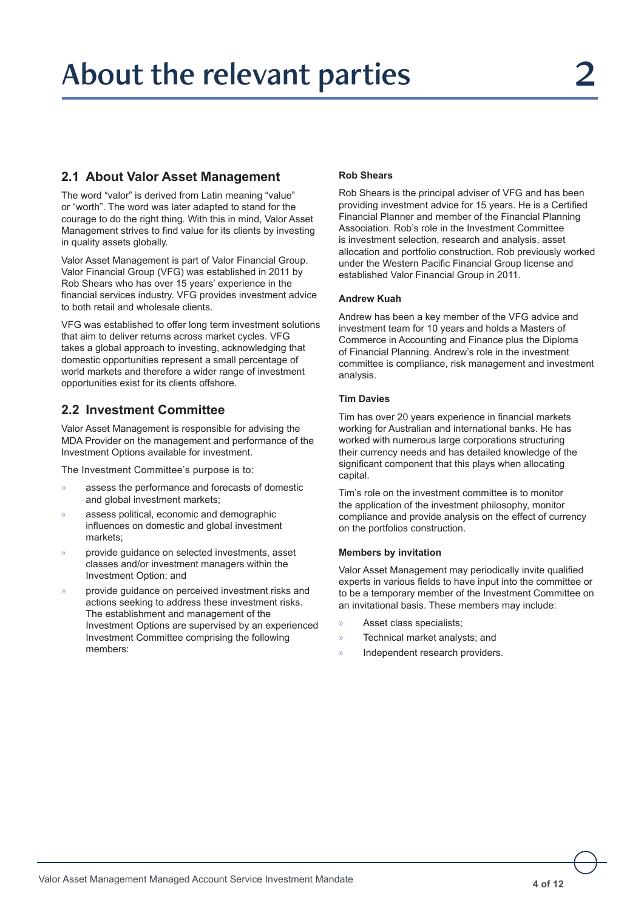# About the relevant parties 2

## 2.1 About Valor Asset Management

The word "valor" is derived from Latin meaning "value" or "worth". The word was later adapted to stand for the courage to do the right thing. With this in mind, Valor Asset Management strives to find value for its clients by investing in quality assets globally.

Valor Asset Management is part of Valor Financial Group. Valor Financial Group (VFG) was established in 2011 by Rob Shears who has over 15 years' experience in the financial services industry. VFG provides investment advice to both retail and wholesale clients.

VFG was established to offer long term investment solutions that aim to deliver returns across market cycles. VFG takes a global approach to investing, acknowledging that domestic opportunities represent a small percentage of world markets and therefore a wider range of investment opportunities exist for its clients offshore.

## 2.2 Investment Committee

Valor Asset Management is responsible for advising the MDA Provider on the management and performance of the Investment Options available for investment.

The Investment Committee's purpose is to:

- assess the performance and forecasts of domestic and global investment markets;
- assess political, economic and demographic influences on domestic and global investment markets;
- provide guidance on selected investments, asset classes and/or investment managers within the Investment Option; and
- provide guidance on perceived investment risks and actions seeking to address these investment risks. The establishment and management of the Investment Options are supervised by an experienced Investment Committee comprising the following members:

**Rob Shears**

Rob Shears is the principal adviser of VFG and has been providing investment advice for 15 years. He is a Certified Financial Planner and member of the Financial Planning Association. Rob's role in the Investment Committee is investment selection, research and analysis, asset allocation and portfolio construction. Rob previously worked under the Western Pacific Financial Group license and established Valor Financial Group in 2011.

**Andrew Kuah**

Andrew has been a key member of the VFG advice and investment team for 10 years and holds a Masters of Commerce in Accounting and Finance plus the Diploma of Financial Planning. Andrew's role in the investment committee is compliance, risk management and investment analysis.

**Tim Davies**

Tim has over 20 years experience in financial markets working for Australian and international banks. He has worked with numerous large corporations structuring their currency needs and has detailed knowledge of the significant component that this plays when allocating capital.

Tim's role on the investment committee is to monitor the application of the investment philosophy, monitor compliance and provide analysis on the effect of currency on the portfolios construction.

**Members by invitation**

Valor Asset Management may periodically invite qualified experts in various fields to have input into the committee or to be a temporary member of the Investment Committee on an invitational basis. These members may include:

- Asset class specialists;
- Technical market analysts; and
- Independent research providers.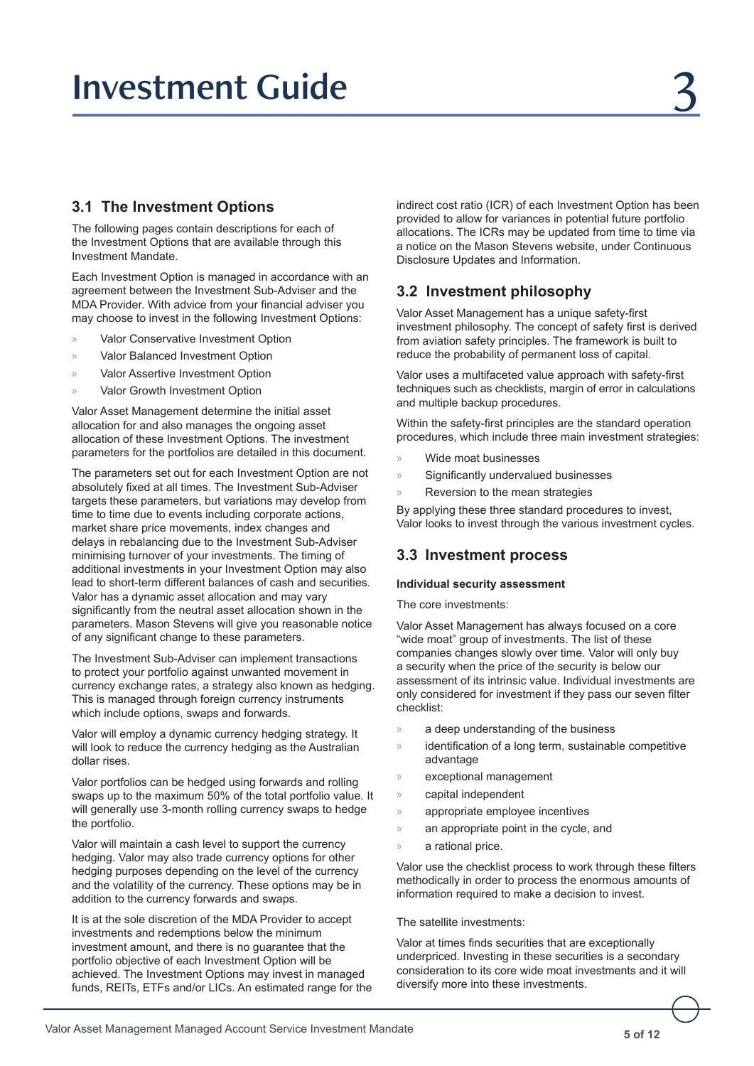# Investment Guide 3

## 3.1 The Investment Options

The following pages contain descriptions for each of the Investment Options that are available through this Investment Mandate.

Each Investment Option is managed in accordance with an agreement between the Investment Sub-Adviser and the MDA Provider. With advice from your financial adviser you may choose to invest in the following Investment Options:

- Valor Conservative Investment Option
- Valor Balanced Investment Option
- Valor Assertive Investment Option
- Valor Growth Investment Option

Valor Asset Management determine the initial asset allocation for and also manages the ongoing asset allocation of these Investment Options. The investment parameters for the portfolios are detailed in this document.

The parameters set out for each Investment Option are not absolutely fixed at all times. The Investment Sub-Adviser targets these parameters, but variations may develop from time to time due to events including corporate actions, market share price movements, index changes and delays in rebalancing due to the Investment Sub-Adviser minimising turnover of your investments. The timing of additional investments in your Investment Option may also lead to short-term different balances of cash and securities. Valor has a dynamic asset allocation and may vary significantly from the neutral asset allocation shown in the parameters. Mason Stevens will give you reasonable notice of any significant change to these parameters.

The Investment Sub-Adviser can implement transactions to protect your portfolio against unwanted movement in currency exchange rates, a strategy also known as hedging. This is managed through foreign currency instruments which include options, swaps and forwards.

Valor will employ a dynamic currency hedging strategy. It will look to reduce the currency hedging as the Australian dollar rises.

Valor portfolios can be hedged using forwards and rolling swaps up to the maximum 50% of the total portfolio value. It will generally use 3-month rolling currency swaps to hedge the portfolio.

Valor will maintain a cash level to support the currency hedging. Valor may also trade currency options for other hedging purposes depending on the level of the currency and the volatility of the currency. These options may be in addition to the currency forwards and swaps.

It is at the sole discretion of the MDA Provider to accept investments and redemptions below the minimum investment amount, and there is no guarantee that the portfolio objective of each Investment Option will be achieved. The Investment Options may invest in managed funds, REITs, ETFs and/or LICs. An estimated range for the indirect cost ratio (ICR) of each Investment Option has been provided to allow for variances in potential future portfolio allocations. The ICRs may be updated from time to time via a notice on the Mason Stevens website, under Continuous Disclosure Updates and Information.

## 3.2 Investment philosophy

Valor Asset Management has a unique safety-first investment philosophy. The concept of safety first is derived from aviation safety principles. The framework is built to reduce the probability of permanent loss of capital.

Valor uses a multifaceted value approach with safety-first techniques such as checklists, margin of error in calculations and multiple backup procedures.

Within the safety-first principles are the standard operation procedures, which include three main investment strategies:

- Wide moat businesses
- Significantly undervalued businesses
- Reversion to the mean strategies

By applying these three standard procedures to invest, Valor looks to invest through the various investment cycles.

## 3.3 Investment process

**Individual security assessment**

The core investments:

Valor Asset Management has always focused on a core "wide moat" group of investments. The list of these companies changes slowly over time. Valor will only buy a security when the price of the security is below our assessment of its intrinsic value. Individual investments are only considered for investment if they pass our seven filter checklist:

- a deep understanding of the business
- identification of a long term, sustainable competitive advantage
- exceptional management
- capital independent
- appropriate employee incentives
- an appropriate point in the cycle, and
- a rational price.

Valor use the checklist process to work through these filters methodically in order to process the enormous amounts of information required to make a decision to invest.

The satellite investments:

Valor at times finds securities that are exceptionally underpriced. Investing in these securities is a secondary consideration to its core wide moat investments and it will diversify more into these investments.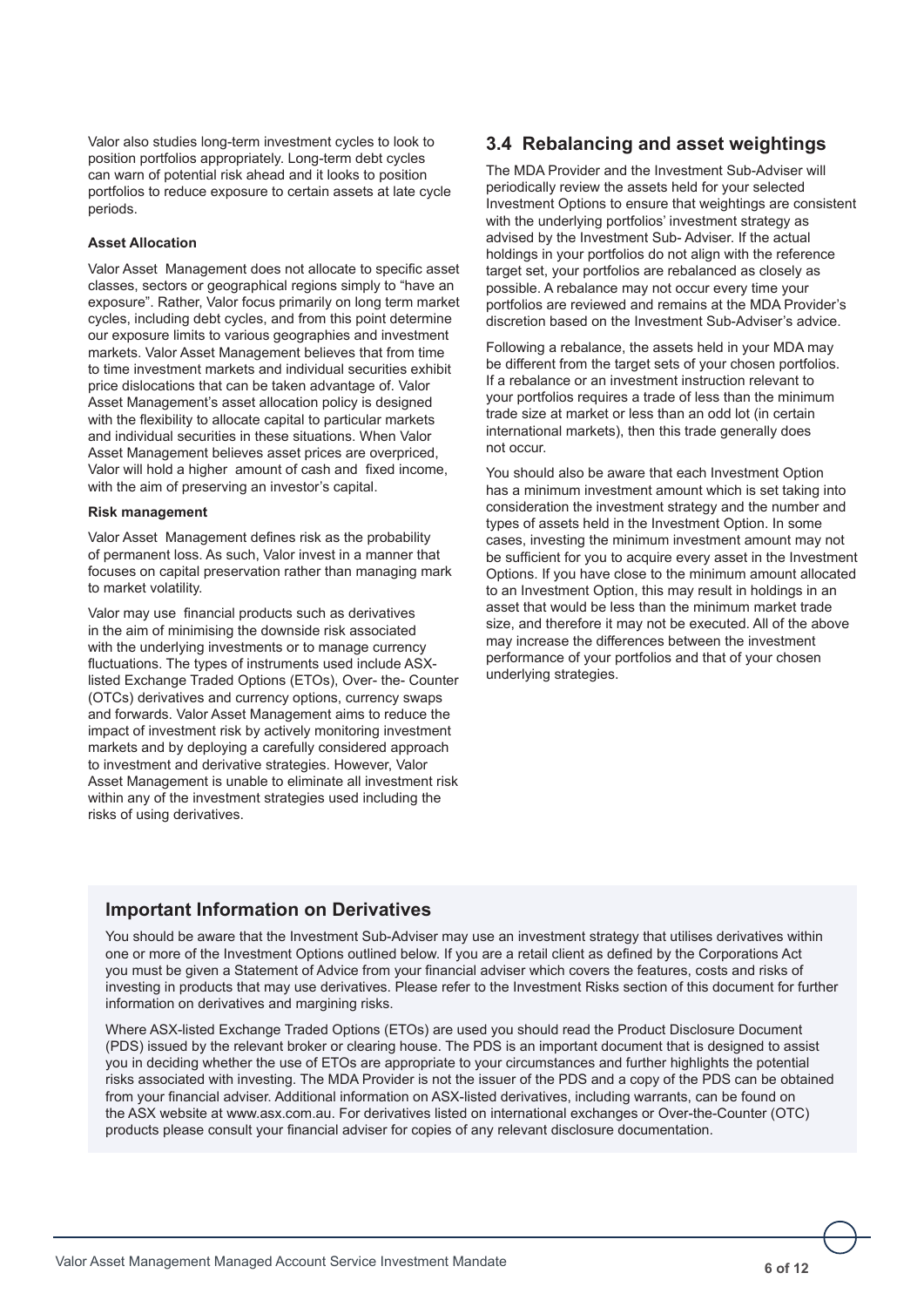Valor also studies long-term investment cycles to look to position portfolios appropriately. Long-term debt cycles can warn of potential risk ahead and it looks to position portfolios to reduce exposure to certain assets at late cycle periods.

**Asset Allocation**

Valor Asset Management does not allocate to specific asset classes, sectors or geographical regions simply to "have an exposure". Rather, Valor focus primarily on long term market cycles, including debt cycles, and from this point determine our exposure limits to various geographies and investment markets. Valor Asset Management believes that from time to time investment markets and individual securities exhibit price dislocations that can be taken advantage of. Valor Asset Management's asset allocation policy is designed with the flexibility to allocate capital to particular markets and individual securities in these situations. When Valor Asset Management believes asset prices are overpriced, Valor will hold a higher amount of cash and fixed income, with the aim of preserving an investor's capital.

**Risk management**

Valor Asset Management defines risk as the probability of permanent loss. As such, Valor invest in a manner that focuses on capital preservation rather than managing mark to market volatility.

Valor may use financial products such as derivatives in the aim of minimising the downside risk associated with the underlying investments or to manage currency fluctuations. The types of instruments used include ASX-listed Exchange Traded Options (ETOs), Over- the- Counter (OTCs) derivatives and currency options, currency swaps and forwards. Valor Asset Management aims to reduce the impact of investment risk by actively monitoring investment markets and by deploying a carefully considered approach to investment and derivative strategies. However, Valor Asset Management is unable to eliminate all investment risk within any of the investment strategies used including the risks of using derivatives.

## 3.4 Rebalancing and asset weightings

The MDA Provider and the Investment Sub-Adviser will periodically review the assets held for your selected Investment Options to ensure that weightings are consistent with the underlying portfolios' investment strategy as advised by the Investment Sub- Adviser. If the actual holdings in your portfolios do not align with the reference target set, your portfolios are rebalanced as closely as possible. A rebalance may not occur every time your portfolios are reviewed and remains at the MDA Provider's discretion based on the Investment Sub-Adviser's advice.

Following a rebalance, the assets held in your MDA may be different from the target sets of your chosen portfolios. If a rebalance or an investment instruction relevant to your portfolios requires a trade of less than the minimum trade size at market or less than an odd lot (in certain international markets), then this trade generally does not occur.

You should also be aware that each Investment Option has a minimum investment amount which is set taking into consideration the investment strategy and the number and types of assets held in the Investment Option. In some cases, investing the minimum investment amount may not be sufficient for you to acquire every asset in the Investment Options. If you have close to the minimum amount allocated to an Investment Option, this may result in holdings in an asset that would be less than the minimum market trade size, and therefore it may not be executed. All of the above may increase the differences between the investment performance of your portfolios and that of your chosen underlying strategies.

## Important Information on Derivatives

You should be aware that the Investment Sub-Adviser may use an investment strategy that utilises derivatives within one or more of the Investment Options outlined below. If you are a retail client as defined by the Corporations Act you must be given a Statement of Advice from your financial adviser which covers the features, costs and risks of investing in products that may use derivatives. Please refer to the Investment Risks section of this document for further information on derivatives and margining risks.

Where ASX-listed Exchange Traded Options (ETOs) are used you should read the Product Disclosure Document (PDS) issued by the relevant broker or clearing house. The PDS is an important document that is designed to assist you in deciding whether the use of ETOs are appropriate to your circumstances and further highlights the potential risks associated with investing. The MDA Provider is not the issuer of the PDS and a copy of the PDS can be obtained from your financial adviser. Additional information on ASX-listed derivatives, including warrants, can be found on the ASX website at www.asx.com.au. For derivatives listed on international exchanges or Over-the-Counter (OTC) products please consult your financial adviser for copies of any relevant disclosure documentation.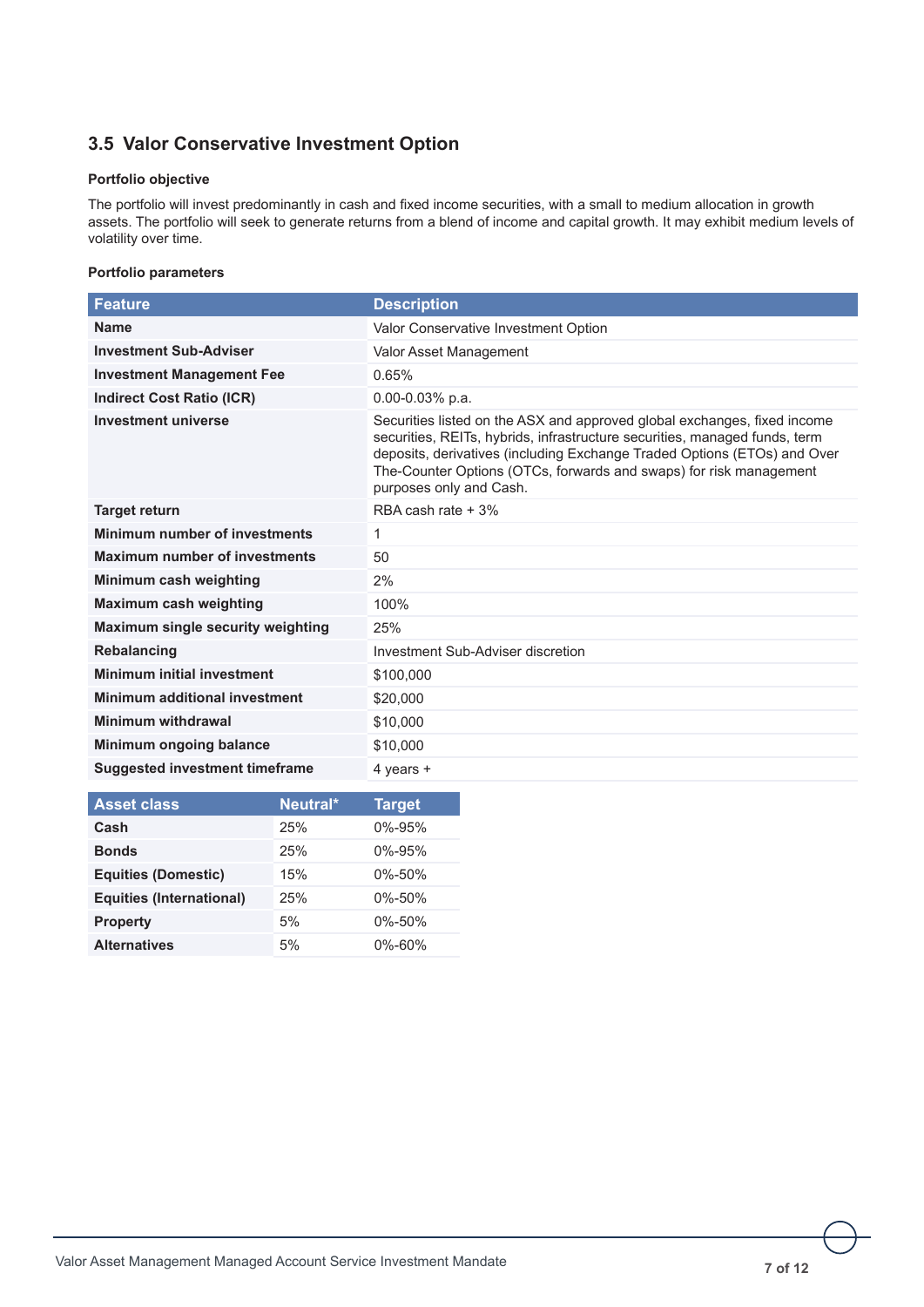## 3.5 Valor Conservative Investment Option

**Portfolio objective**

The portfolio will invest predominantly in cash and fixed income securities, with a small to medium allocation in growth assets. The portfolio will seek to generate returns from a blend of income and capital growth. It may exhibit medium levels of volatility over time.

**Portfolio parameters**

| Feature | Description |
|---|---|
| **Name** | Valor Conservative Investment Option |
| **Investment Sub-Adviser** | Valor Asset Management |
| **Investment Management Fee** | 0.65% |
| **Indirect Cost Ratio (ICR)** | 0.00-0.03% p.a. |
| **Investment universe** | Securities listed on the ASX and approved global exchanges, fixed income securities, REITs, hybrids, infrastructure securities, managed funds, term deposits, derivatives (including Exchange Traded Options (ETOs) and Over The-Counter Options (OTCs, forwards and swaps) for risk management purposes only and Cash. |
| **Target return** | RBA cash rate + 3% |
| **Minimum number of investments** | 1 |
| **Maximum number of investments** | 50 |
| **Minimum cash weighting** | 2% |
| **Maximum cash weighting** | 100% |
| **Maximum single security weighting** | 25% |
| **Rebalancing** | Investment Sub-Adviser discretion |
| **Minimum initial investment** | $100,000 |
| **Minimum additional investment** | $20,000 |
| **Minimum withdrawal** | $10,000 |
| **Minimum ongoing balance** | $10,000 |
| **Suggested investment timeframe** | 4 years + |

| Asset class | Neutral* | Target |
|---|---|---|
| **Cash** | 25% | 0%-95% |
| **Bonds** | 25% | 0%-95% |
| **Equities (Domestic)** | 15% | 0%-50% |
| **Equities (International)** | 25% | 0%-50% |
| **Property** | 5% | 0%-50% |
| **Alternatives** | 5% | 0%-60% |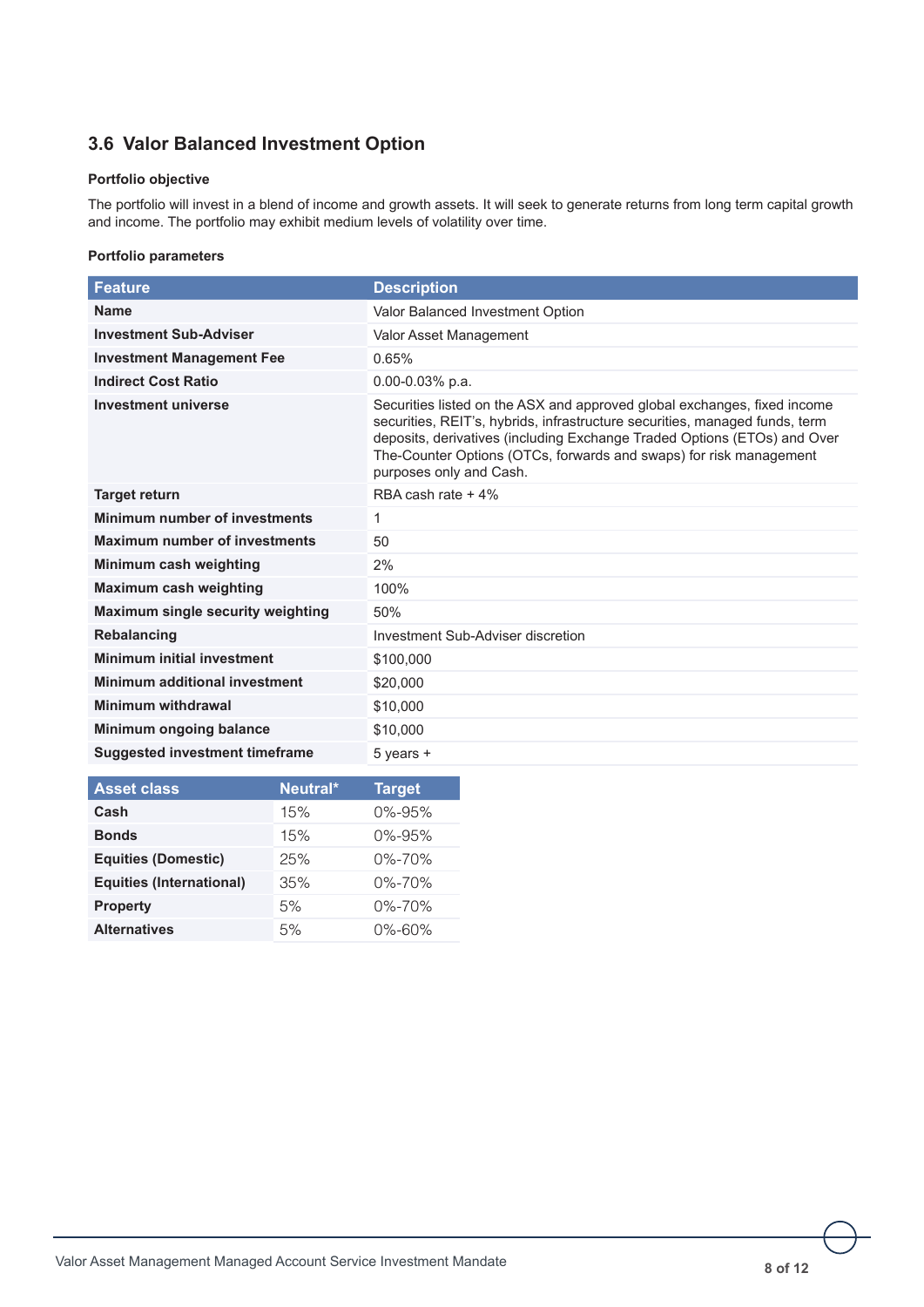## 3.6 Valor Balanced Investment Option

**Portfolio objective**

The portfolio will invest in a blend of income and growth assets. It will seek to generate returns from long term capital growth and income. The portfolio may exhibit medium levels of volatility over time.

**Portfolio parameters**

| Feature | Description |
|---|---|
| **Name** | Valor Balanced Investment Option |
| **Investment Sub-Adviser** | Valor Asset Management |
| **Investment Management Fee** | 0.65% |
| **Indirect Cost Ratio** | 0.00-0.03% p.a. |
| **Investment universe** | Securities listed on the ASX and approved global exchanges, fixed income securities, REIT's, hybrids, infrastructure securities, managed funds, term deposits, derivatives (including Exchange Traded Options (ETOs) and Over The-Counter Options (OTCs, forwards and swaps) for risk management purposes only and Cash. |
| **Target return** | RBA cash rate + 4% |
| **Minimum number of investments** | 1 |
| **Maximum number of investments** | 50 |
| **Minimum cash weighting** | 2% |
| **Maximum cash weighting** | 100% |
| **Maximum single security weighting** | 50% |
| **Rebalancing** | Investment Sub-Adviser discretion |
| **Minimum initial investment** | $100,000 |
| **Minimum additional investment** | $20,000 |
| **Minimum withdrawal** | $10,000 |
| **Minimum ongoing balance** | $10,000 |
| **Suggested investment timeframe** | 5 years + |

| Asset class | Neutral* | Target |
|---|---|---|
| **Cash** | 15% | 0%-95% |
| **Bonds** | 15% | 0%-95% |
| **Equities (Domestic)** | 25% | 0%-70% |
| **Equities (International)** | 35% | 0%-70% |
| **Property** | 5% | 0%-70% |
| **Alternatives** | 5% | 0%-60% |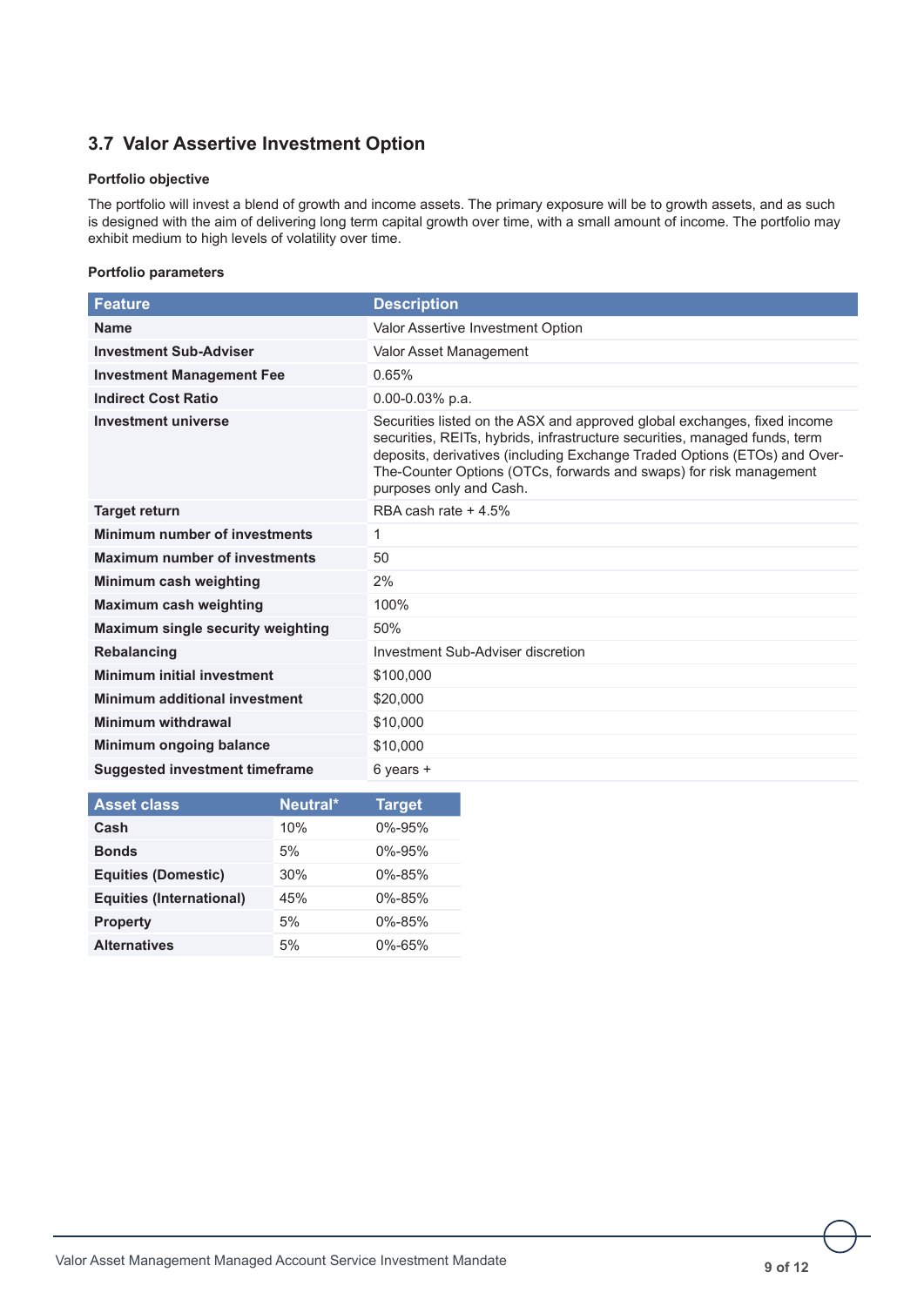## 3.7 Valor Assertive Investment Option

**Portfolio objective**

The portfolio will invest a blend of growth and income assets. The primary exposure will be to growth assets, and as such is designed with the aim of delivering long term capital growth over time, with a small amount of income. The portfolio may exhibit medium to high levels of volatility over time.

**Portfolio parameters**

| Feature | Description |
|---|---|
| **Name** | Valor Assertive Investment Option |
| **Investment Sub-Adviser** | Valor Asset Management |
| **Investment Management Fee** | 0.65% |
| **Indirect Cost Ratio** | 0.00-0.03% p.a. |
| **Investment universe** | Securities listed on the ASX and approved global exchanges, fixed income securities, REITs, hybrids, infrastructure securities, managed funds, term deposits, derivatives (including Exchange Traded Options (ETOs) and Over-The-Counter Options (OTCs, forwards and swaps) for risk management purposes only and Cash. |
| **Target return** | RBA cash rate + 4.5% |
| **Minimum number of investments** | 1 |
| **Maximum number of investments** | 50 |
| **Minimum cash weighting** | 2% |
| **Maximum cash weighting** | 100% |
| **Maximum single security weighting** | 50% |
| **Rebalancing** | Investment Sub-Adviser discretion |
| **Minimum initial investment** | $100,000 |
| **Minimum additional investment** | $20,000 |
| **Minimum withdrawal** | $10,000 |
| **Minimum ongoing balance** | $10,000 |
| **Suggested investment timeframe** | 6 years + |

| Asset class | Neutral* | Target |
|---|---|---|
| **Cash** | 10% | 0%-95% |
| **Bonds** | 5% | 0%-95% |
| **Equities (Domestic)** | 30% | 0%-85% |
| **Equities (International)** | 45% | 0%-85% |
| **Property** | 5% | 0%-85% |
| **Alternatives** | 5% | 0%-65% |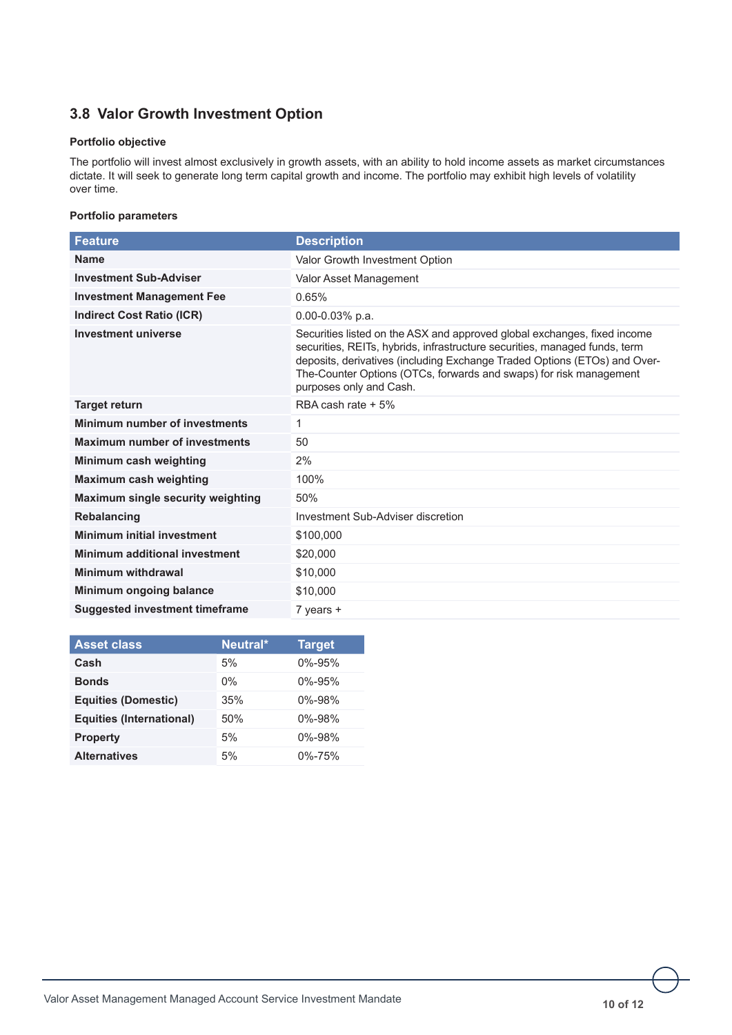## 3.8 Valor Growth Investment Option

**Portfolio objective**

The portfolio will invest almost exclusively in growth assets, with an ability to hold income assets as market circumstances dictate. It will seek to generate long term capital growth and income. The portfolio may exhibit high levels of volatility over time.

**Portfolio parameters**

| Feature | Description |
|---|---|
| **Name** | Valor Growth Investment Option |
| **Investment Sub-Adviser** | Valor Asset Management |
| **Investment Management Fee** | 0.65% |
| **Indirect Cost Ratio (ICR)** | 0.00-0.03% p.a. |
| **Investment universe** | Securities listed on the ASX and approved global exchanges, fixed income securities, REITs, hybrids, infrastructure securities, managed funds, term deposits, derivatives (including Exchange Traded Options (ETOs) and Over-The-Counter Options (OTCs, forwards and swaps) for risk management purposes only and Cash. |
| **Target return** | RBA cash rate + 5% |
| **Minimum number of investments** | 1 |
| **Maximum number of investments** | 50 |
| **Minimum cash weighting** | 2% |
| **Maximum cash weighting** | 100% |
| **Maximum single security weighting** | 50% |
| **Rebalancing** | Investment Sub-Adviser discretion |
| **Minimum initial investment** | $100,000 |
| **Minimum additional investment** | $20,000 |
| **Minimum withdrawal** | $10,000 |
| **Minimum ongoing balance** | $10,000 |
| **Suggested investment timeframe** | 7 years + |

| Asset class | Neutral* | Target |
|---|---|---|
| **Cash** | 5% | 0%-95% |
| **Bonds** | 0% | 0%-95% |
| **Equities (Domestic)** | 35% | 0%-98% |
| **Equities (International)** | 50% | 0%-98% |
| **Property** | 5% | 0%-98% |
| **Alternatives** | 5% | 0%-75% |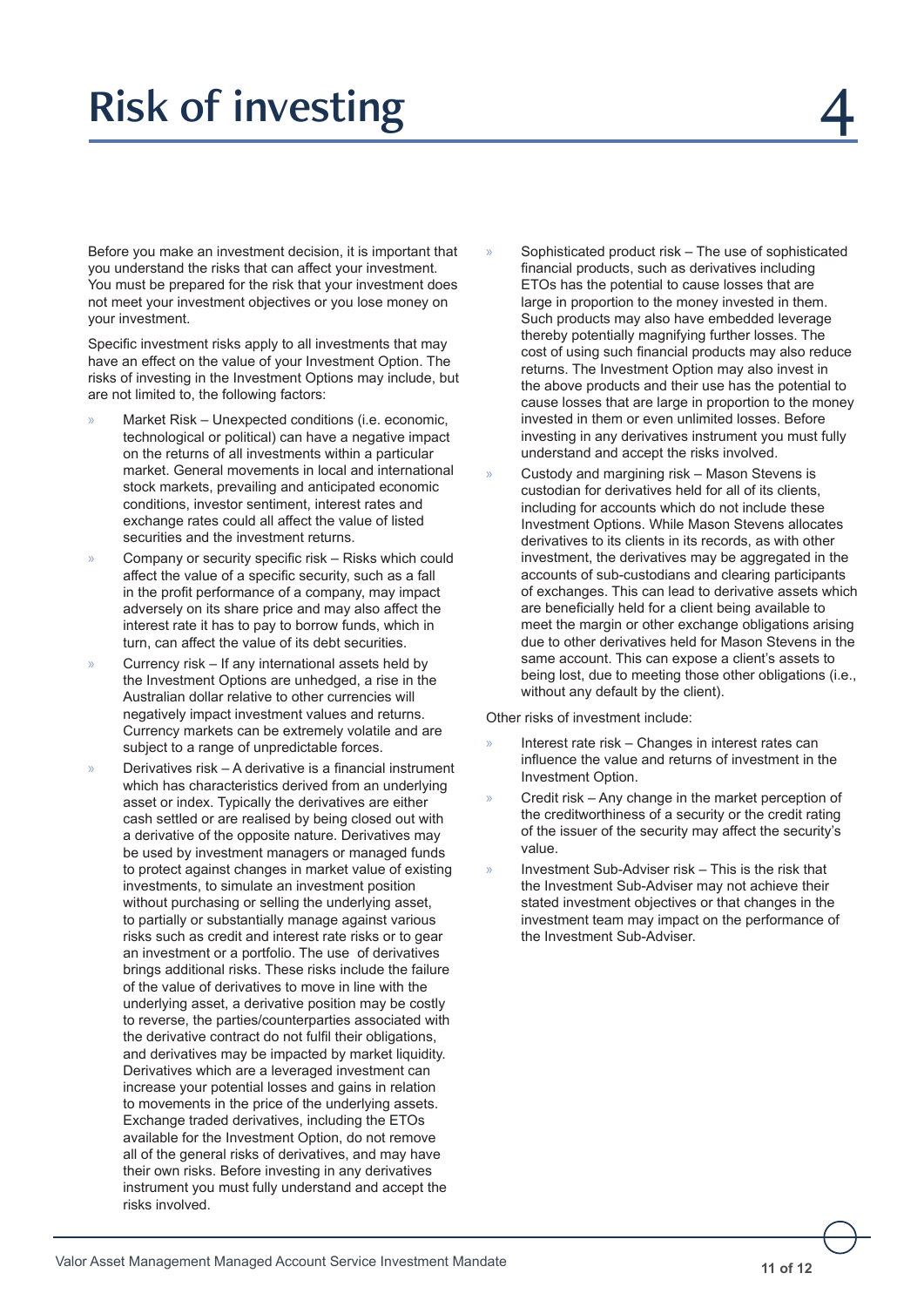# Risk of investing

Before you make an investment decision, it is important that you understand the risks that can affect your investment. You must be prepared for the risk that your investment does not meet your investment objectives or you lose money on your investment.

Specific investment risks apply to all investments that may have an effect on the value of your Investment Option. The risks of investing in the Investment Options may include, but are not limited to, the following factors:

- Market Risk – Unexpected conditions (i.e. economic, technological or political) can have a negative impact on the returns of all investments within a particular market. General movements in local and international stock markets, prevailing and anticipated economic conditions, investor sentiment, interest rates and exchange rates could all affect the value of listed securities and the investment returns.
- Company or security specific risk – Risks which could affect the value of a specific security, such as a fall in the profit performance of a company, may impact adversely on its share price and may also affect the interest rate it has to pay to borrow funds, which in turn, can affect the value of its debt securities.
- Currency risk – If any international assets held by the Investment Options are unhedged, a rise in the Australian dollar relative to other currencies will negatively impact investment values and returns. Currency markets can be extremely volatile and are subject to a range of unpredictable forces.
- Derivatives risk – A derivative is a financial instrument which has characteristics derived from an underlying asset or index. Typically the derivatives are either cash settled or are realised by being closed out with a derivative of the opposite nature. Derivatives may be used by investment managers or managed funds to protect against changes in market value of existing investments, to simulate an investment position without purchasing or selling the underlying asset, to partially or substantially manage against various risks such as credit and interest rate risks or to gear an investment or a portfolio. The use of derivatives brings additional risks. These risks include the failure of the value of derivatives to move in line with the underlying asset, a derivative position may be costly to reverse, the parties/counterparties associated with the derivative contract do not fulfil their obligations, and derivatives may be impacted by market liquidity. Derivatives which are a leveraged investment can increase your potential losses and gains in relation to movements in the price of the underlying assets. Exchange traded derivatives, including the ETOs available for the Investment Option, do not remove all of the general risks of derivatives, and may have their own risks. Before investing in any derivatives instrument you must fully understand and accept the risks involved.
- Sophisticated product risk – The use of sophisticated financial products, such as derivatives including ETOs has the potential to cause losses that are large in proportion to the money invested in them. Such products may also have embedded leverage thereby potentially magnifying further losses. The cost of using such financial products may also reduce returns. The Investment Option may also invest in the above products and their use has the potential to cause losses that are large in proportion to the money invested in them or even unlimited losses. Before investing in any derivatives instrument you must fully understand and accept the risks involved.
- Custody and margining risk – Mason Stevens is custodian for derivatives held for all of its clients, including for accounts which do not include these Investment Options. While Mason Stevens allocates derivatives to its clients in its records, as with other investment, the derivatives may be aggregated in the accounts of sub-custodians and clearing participants of exchanges. This can lead to derivative assets which are beneficially held for a client being available to meet the margin or other exchange obligations arising due to other derivatives held for Mason Stevens in the same account. This can expose a client's assets to being lost, due to meeting those other obligations (i.e., without any default by the client).

Other risks of investment include:

- Interest rate risk – Changes in interest rates can influence the value and returns of investment in the Investment Option.
- Credit risk – Any change in the market perception of the creditworthiness of a security or the credit rating of the issuer of the security may affect the security's value.
- Investment Sub-Adviser risk – This is the risk that the Investment Sub-Adviser may not achieve their stated investment objectives or that changes in the investment team may impact on the performance of the Investment Sub-Adviser.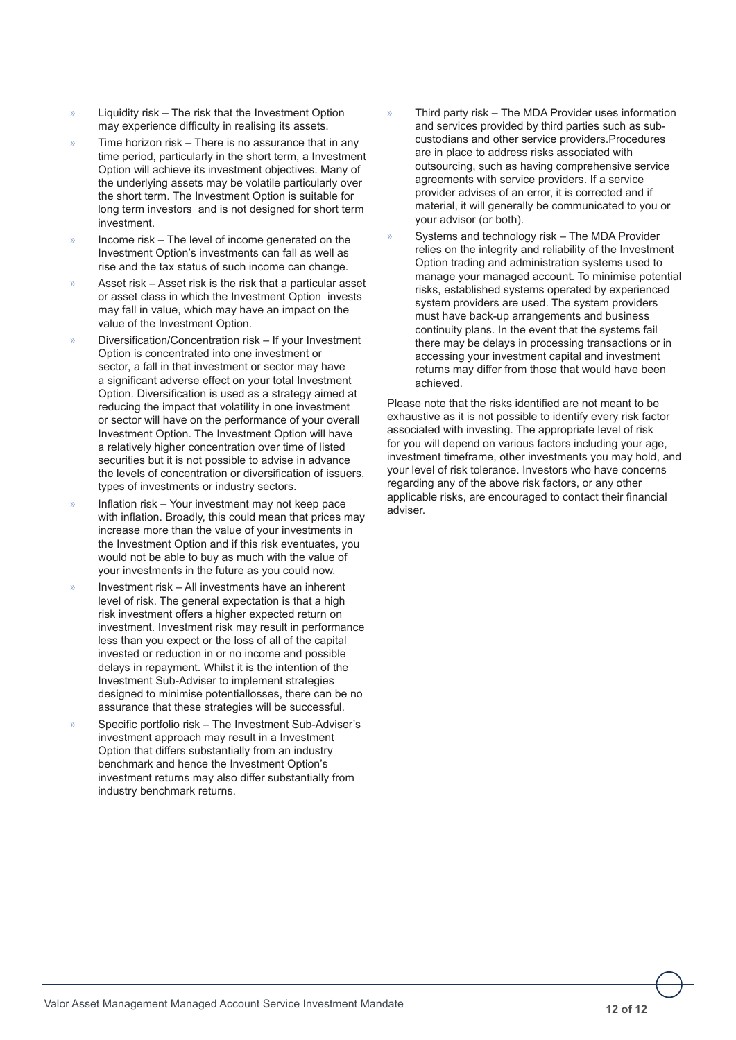- Liquidity risk – The risk that the Investment Option may experience difficulty in realising its assets.
- Time horizon risk – There is no assurance that in any time period, particularly in the short term, a Investment Option will achieve its investment objectives. Many of the underlying assets may be volatile particularly over the short term. The Investment Option is suitable for long term investors and is not designed for short term investment.
- Income risk – The level of income generated on the Investment Option's investments can fall as well as rise and the tax status of such income can change.
- Asset risk – Asset risk is the risk that a particular asset or asset class in which the Investment Option invests may fall in value, which may have an impact on the value of the Investment Option.
- Diversification/Concentration risk – If your Investment Option is concentrated into one investment or sector, a fall in that investment or sector may have a significant adverse effect on your total Investment Option. Diversification is used as a strategy aimed at reducing the impact that volatility in one investment or sector will have on the performance of your overall Investment Option. The Investment Option will have a relatively higher concentration over time of listed securities but it is not possible to advise in advance the levels of concentration or diversification of issuers, types of investments or industry sectors.
- Inflation risk – Your investment may not keep pace with inflation. Broadly, this could mean that prices may increase more than the value of your investments in the Investment Option and if this risk eventuates, you would not be able to buy as much with the value of your investments in the future as you could now.
- Investment risk – All investments have an inherent level of risk. The general expectation is that a high risk investment offers a higher expected return on investment. Investment risk may result in performance less than you expect or the loss of all of the capital invested or reduction in or no income and possible delays in repayment. Whilst it is the intention of the Investment Sub-Adviser to implement strategies designed to minimise potentiallosses, there can be no assurance that these strategies will be successful.
- Specific portfolio risk – The Investment Sub-Adviser's investment approach may result in a Investment Option that differs substantially from an industry benchmark and hence the Investment Option's investment returns may also differ substantially from industry benchmark returns.
- Third party risk – The MDA Provider uses information and services provided by third parties such as sub-custodians and other service providers.Procedures are in place to address risks associated with outsourcing, such as having comprehensive service agreements with service providers. If a service provider advises of an error, it is corrected and if material, it will generally be communicated to you or your advisor (or both).
- Systems and technology risk – The MDA Provider relies on the integrity and reliability of the Investment Option trading and administration systems used to manage your managed account. To minimise potential risks, established systems operated by experienced system providers are used. The system providers must have back-up arrangements and business continuity plans. In the event that the systems fail there may be delays in processing transactions or in accessing your investment capital and investment returns may differ from those that would have been achieved.

Please note that the risks identified are not meant to be exhaustive as it is not possible to identify every risk factor associated with investing. The appropriate level of risk for you will depend on various factors including your age, investment timeframe, other investments you may hold, and your level of risk tolerance. Investors who have concerns regarding any of the above risk factors, or any other applicable risks, are encouraged to contact their financial adviser.